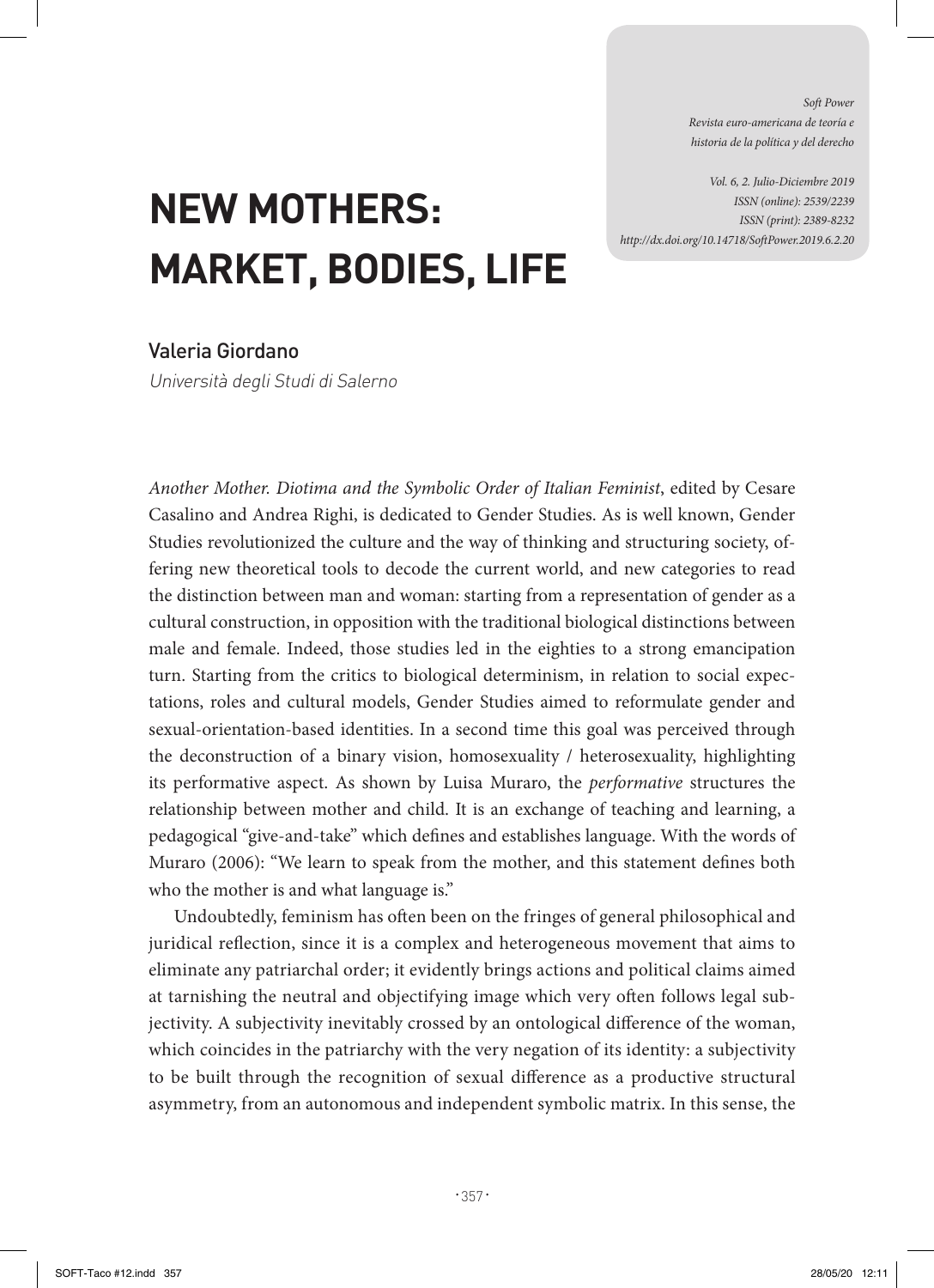# NEW MOTHERS: MARKET, BODIES, LIFE

Valeria Giordano

*Università degli Studi di Salerno*

*Another Mother. Diotima and the Symbolic Order of Italian Feminist*, edited by Cesare Casalino and Andrea Righi, is dedicated to Gender Studies. As is well known, Gender Studies revolutionized the culture and the way of thinking and structuring society, offering new theoretical tools to decode the current world, and new categories to read the distinction between man and woman: starting from a representation of gender as a cultural construction, in opposition with the traditional biological distinctions between male and female. Indeed, those studies led in the eighties to a strong emancipation turn. Starting from the critics to biological determinism, in relation to social expectations, roles and cultural models, Gender Studies aimed to reformulate gender and sexual-orientation-based identities. In a second time this goal was perceived through the deconstruction of a binary vision, homosexuality / heterosexuality, highlighting its performative aspect. As shown by Luisa Muraro, the *performative* structures the relationship between mother and child. It is an exchange of teaching and learning, a pedagogical "give-and-take" which defines and establishes language. With the words of Muraro (2006): "We learn to speak from the mother, and this statement defines both who the mother is and what language is."

Undoubtedly, feminism has often been on the fringes of general philosophical and juridical reflection, since it is a complex and heterogeneous movement that aims to eliminate any patriarchal order; it evidently brings actions and political claims aimed at tarnishing the neutral and objectifying image which very often follows legal subjectivity. A subjectivity inevitably crossed by an ontological difference of the woman, which coincides in the patriarchy with the very negation of its identity: a subjectivity to be built through the recognition of sexual difference as a productive structural asymmetry, from an autonomous and independent symbolic matrix. In this sense, the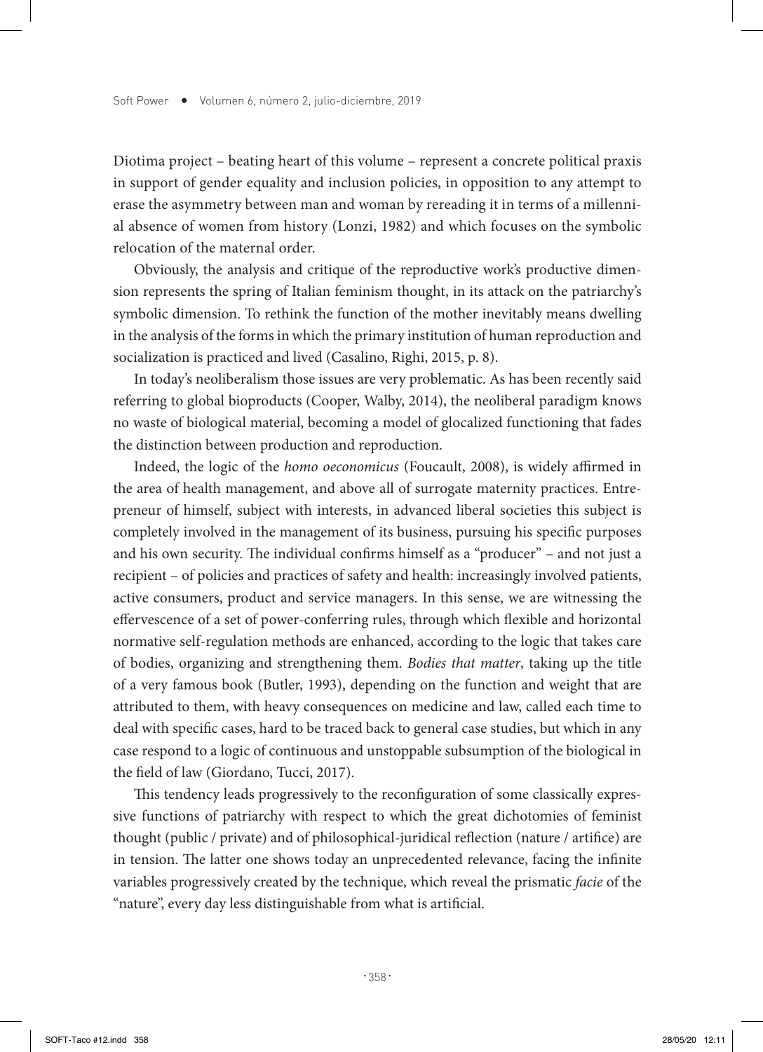Diotima project – beating heart of this volume – represent a concrete political praxis in support of gender equality and inclusion policies, in opposition to any attempt to erase the asymmetry between man and woman by rereading it in terms of a millennial absence of women from history (Lonzi, 1982) and which focuses on the symbolic relocation of the maternal order.

Obviously, the analysis and critique of the reproductive work's productive dimension represents the spring of Italian feminism thought, in its attack on the patriarchy's symbolic dimension. To rethink the function of the mother inevitably means dwelling in the analysis of the forms in which the primary institution of human reproduction and socialization is practiced and lived (Casalino, Righi, 2015, p. 8).

In today's neoliberalism those issues are very problematic. As has been recently said referring to global bioproducts (Cooper, Walby, 2014), the neoliberal paradigm knows no waste of biological material, becoming a model of glocalized functioning that fades the distinction between production and reproduction.

Indeed, the logic of the *homo oeconomicus* (Foucault, 2008), is widely affirmed in the area of health management, and above all of surrogate maternity practices. Entrepreneur of himself, subject with interests, in advanced liberal societies this subject is completely involved in the management of its business, pursuing his specific purposes and his own security. The individual confirms himself as a "producer" – and not just a recipient – of policies and practices of safety and health: increasingly involved patients, active consumers, product and service managers. In this sense, we are witnessing the effervescence of a set of power-conferring rules, through which flexible and horizontal normative self-regulation methods are enhanced, according to the logic that takes care of bodies, organizing and strengthening them. *Bodies that matter*, taking up the title of a very famous book (Butler, 1993), depending on the function and weight that are attributed to them, with heavy consequences on medicine and law, called each time to deal with specific cases, hard to be traced back to general case studies, but which in any case respond to a logic of continuous and unstoppable subsumption of the biological in the field of law (Giordano, Tucci, 2017).

This tendency leads progressively to the reconfiguration of some classically expressive functions of patriarchy with respect to which the great dichotomies of feminist thought (public / private) and of philosophical-juridical reflection (nature / artifice) are in tension. The latter one shows today an unprecedented relevance, facing the infinite variables progressively created by the technique, which reveal the prismatic *facie* of the "nature", every day less distinguishable from what is artificial.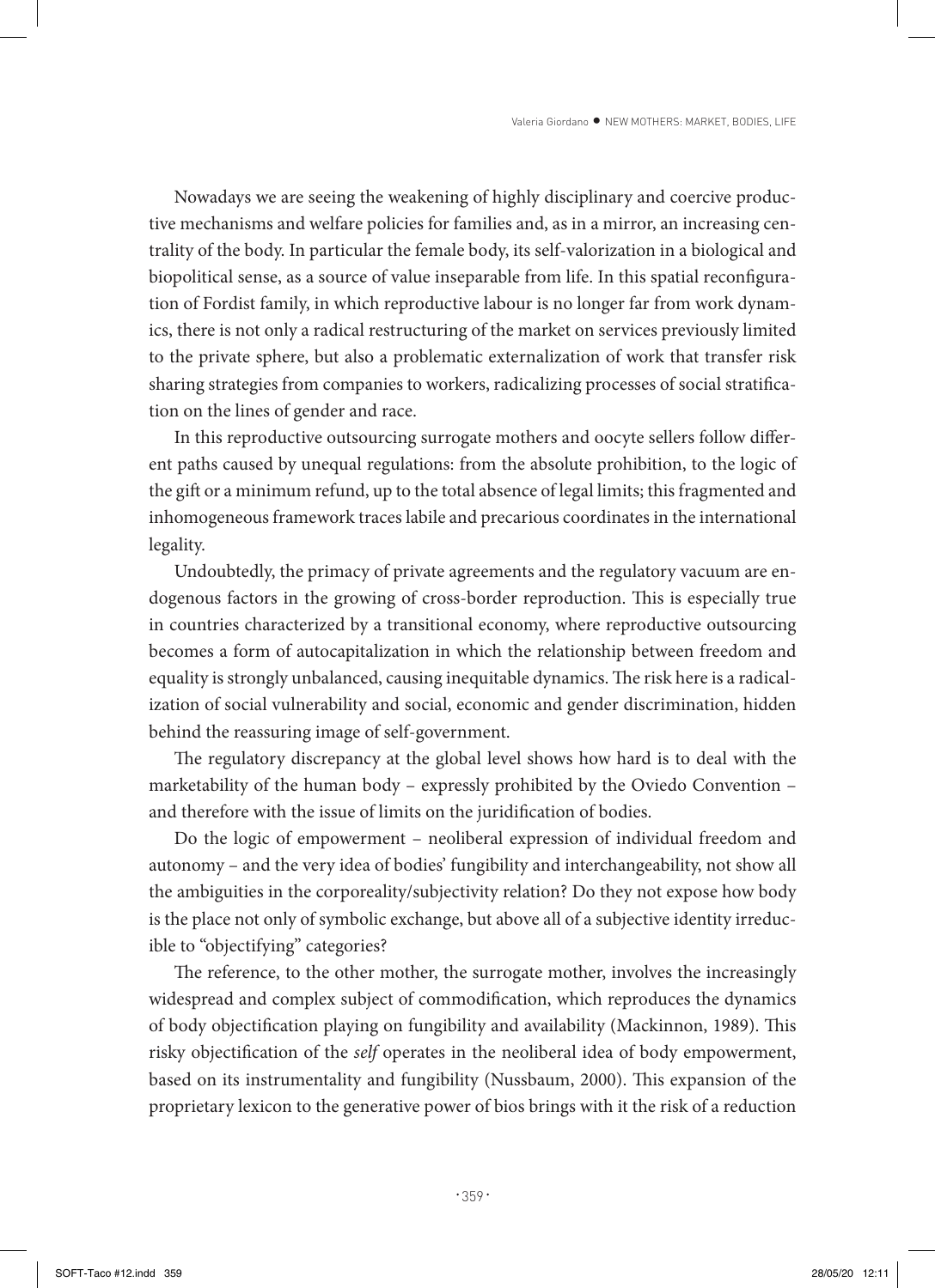Nowadays we are seeing the weakening of highly disciplinary and coercive productive mechanisms and welfare policies for families and, as in a mirror, an increasing centrality of the body. In particular the female body, its self-valorization in a biological and biopolitical sense, as a source of value inseparable from life. In this spatial reconfiguration of Fordist family, in which reproductive labour is no longer far from work dynamics, there is not only a radical restructuring of the market on services previously limited to the private sphere, but also a problematic externalization of work that transfer risk sharing strategies from companies to workers, radicalizing processes of social stratification on the lines of gender and race.

In this reproductive outsourcing surrogate mothers and oocyte sellers follow different paths caused by unequal regulations: from the absolute prohibition, to the logic of the gift or a minimum refund, up to the total absence of legal limits; this fragmented and inhomogeneous framework traces labile and precarious coordinates in the international legality.

Undoubtedly, the primacy of private agreements and the regulatory vacuum are endogenous factors in the growing of cross-border reproduction. This is especially true in countries characterized by a transitional economy, where reproductive outsourcing becomes a form of autocapitalization in which the relationship between freedom and equality is strongly unbalanced, causing inequitable dynamics. The risk here is a radicalization of social vulnerability and social, economic and gender discrimination, hidden behind the reassuring image of self-government.

The regulatory discrepancy at the global level shows how hard is to deal with the marketability of the human body – expressly prohibited by the Oviedo Convention – and therefore with the issue of limits on the juridification of bodies.

Do the logic of empowerment – neoliberal expression of individual freedom and autonomy – and the very idea of bodies' fungibility and interchangeability, not show all the ambiguities in the corporeality/subjectivity relation? Do they not expose how body is the place not only of symbolic exchange, but above all of a subjective identity irreducible to "objectifying" categories?

The reference, to the other mother, the surrogate mother, involves the increasingly widespread and complex subject of commodification, which reproduces the dynamics of body objectification playing on fungibility and availability (Mackinnon, 1989). This risky objectification of the *self* operates in the neoliberal idea of body empowerment, based on its instrumentality and fungibility (Nussbaum, 2000). This expansion of the proprietary lexicon to the generative power of bios brings with it the risk of a reduction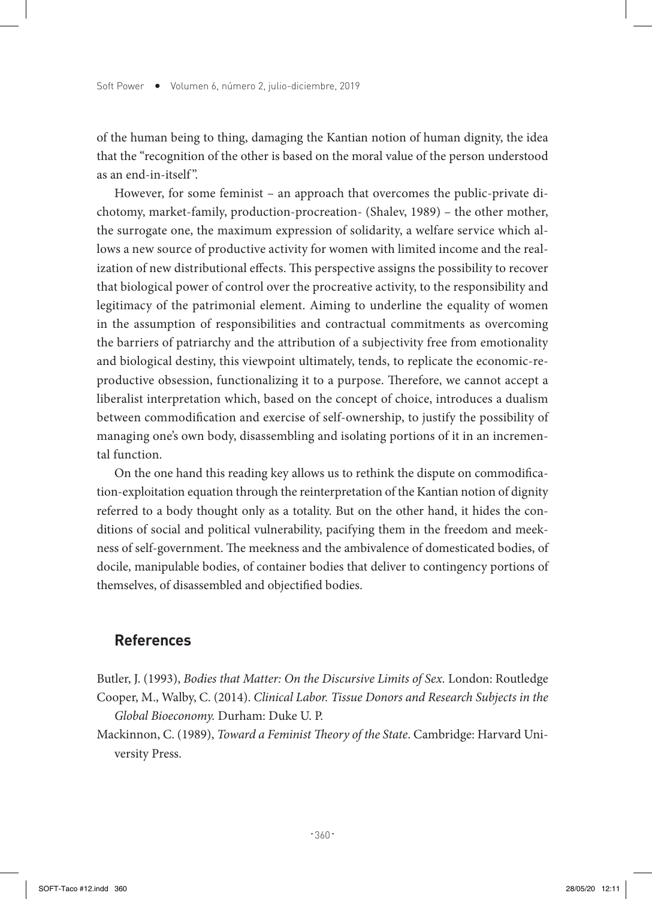of the human being to thing, damaging the Kantian notion of human dignity, the idea that the "recognition of the other is based on the moral value of the person understood as an end-in-itself".

However, for some feminist – an approach that overcomes the public-private dichotomy, market-family, production-procreation- (Shalev, 1989) – the other mother, the surrogate one, the maximum expression of solidarity, a welfare service which allows a new source of productive activity for women with limited income and the realization of new distributional effects. This perspective assigns the possibility to recover that biological power of control over the procreative activity, to the responsibility and legitimacy of the patrimonial element. Aiming to underline the equality of women in the assumption of responsibilities and contractual commitments as overcoming the barriers of patriarchy and the attribution of a subjectivity free from emotionality and biological destiny, this viewpoint ultimately, tends, to replicate the economic-reproductive obsession, functionalizing it to a purpose. Therefore, we cannot accept a liberalist interpretation which, based on the concept of choice, introduces a dualism between commodification and exercise of self-ownership, to justify the possibility of managing one's own body, disassembling and isolating portions of it in an incremental function.

On the one hand this reading key allows us to rethink the dispute on commodification-exploitation equation through the reinterpretation of the Kantian notion of dignity referred to a body thought only as a totality. But on the other hand, it hides the conditions of social and political vulnerability, pacifying them in the freedom and meekness of self-government. The meekness and the ambivalence of domesticated bodies, of docile, manipulable bodies, of container bodies that deliver to contingency portions of themselves, of disassembled and objectified bodies.

## References

Butler, J. (1993), *Bodies that Matter: On the Discursive Limits of Sex.* London: Routledge

Cooper, M., Walby, C. (2014). *Clinical Labor. Tissue Donors and Research Subjects in the Global Bioeconomy.* Durham: Duke U. P.

Mackinnon, C. (1989), *Toward a Feminist Theory of the State*. Cambridge: Harvard University Press.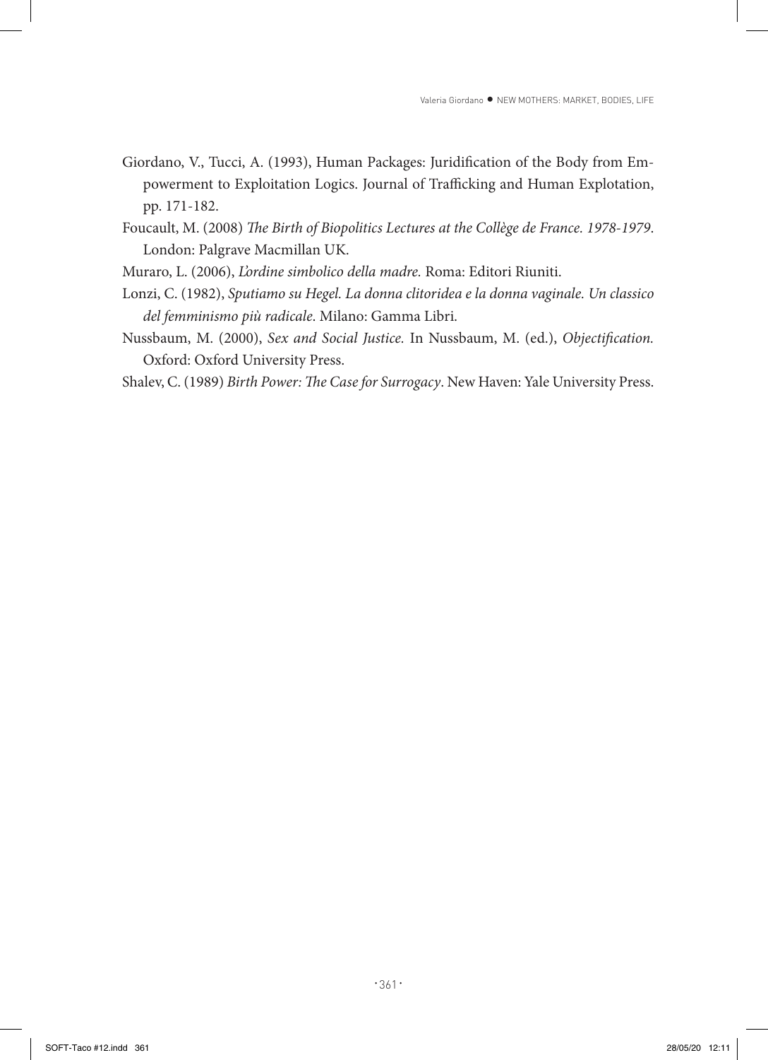Giordano, V., Tucci, A. (1993), Human Packages: Juridification of the Body from Empowerment to Exploitation Logics. Journal of Trafficking and Human Explotation, pp. 171-182.

Foucault, M. (2008) *The Birth of Biopolitics Lectures at the Collège de France. 1978-1979*. London: Palgrave Macmillan UK.

Muraro, L. (2006), *L'ordine simbolico della madre.* Roma: Editori Riuniti.

Lonzi, C. (1982), *Sputiamo su Hegel. La donna clitoridea e la donna vaginale. Un classico del femminismo più radicale*. Milano: Gamma Libri.

Nussbaum, M. (2000), *Sex and Social Justice.* In Nussbaum, M. (ed.), *Objectification.* Oxford: Oxford University Press.

Shalev, C. (1989) *Birth Power: The Case for Surrogacy*. New Haven: Yale University Press.